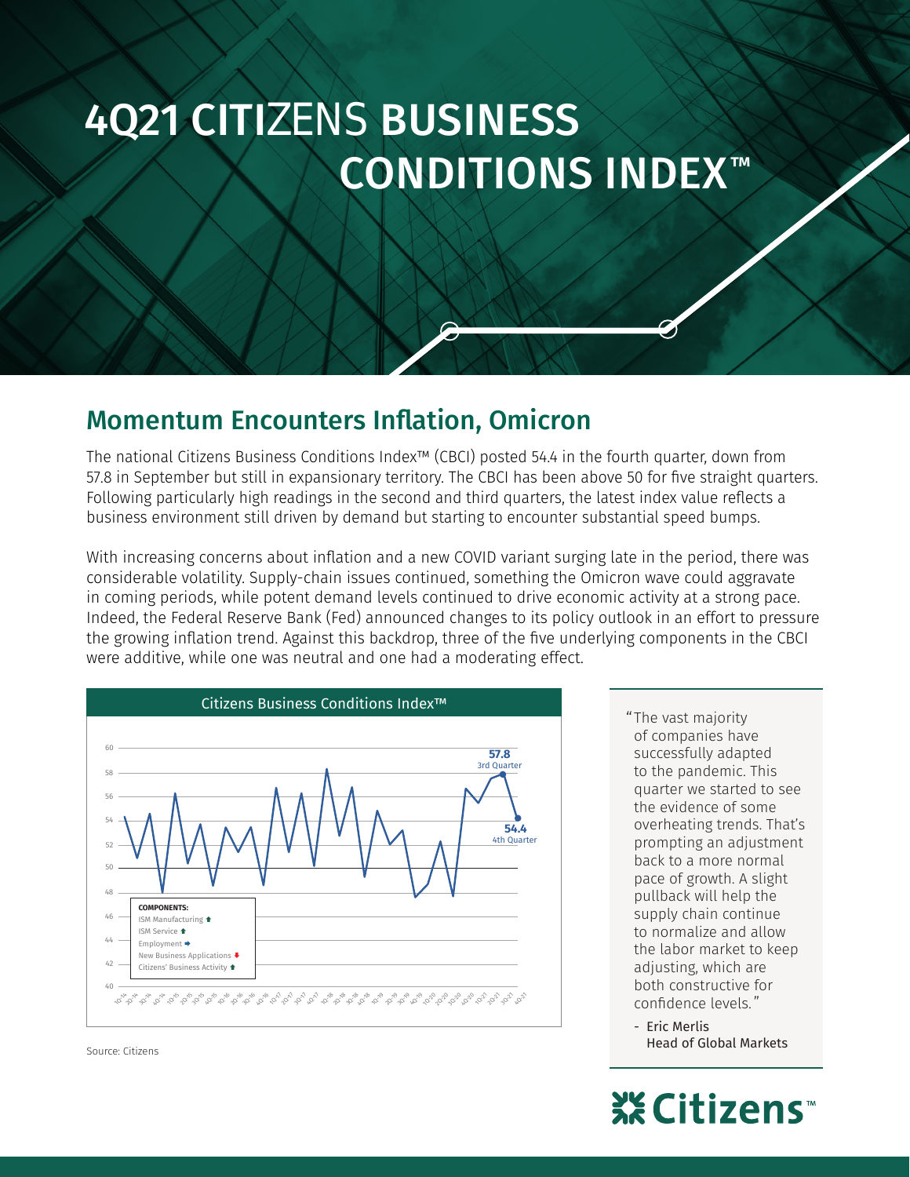# 4Q21 CITIZENS BUSINESS CONDITIONS INDEX™

## Momentum Encounters Inflation, Omicron

The national Citizens Business Conditions Index™ (CBCI) posted 54.4 in the fourth quarter, down from 57.8 in September but still in expansionary territory. The CBCI has been above 50 for five straight quarters. Following particularly high readings in the second and third quarters, the latest index value reflects a business environment still driven by demand but starting to encounter substantial speed bumps.

With increasing concerns about inflation and a new COVID variant surging late in the period, there was considerable volatility. Supply-chain issues continued, something the Omicron wave could aggravate in coming periods, while potent demand levels continued to drive economic activity at a strong pace. Indeed, the Federal Reserve Bank (Fed) announced changes to its policy outlook in an effort to pressure the growing inflation trend. Against this backdrop, three of the five underlying components in the CBCI were additive, while one was neutral and one had a moderating effect.

**Citizens Business Conditions Index™**

57.8 — 3rd Quarter

54.4 — 4th Quarter

**COMPONENTS:**
- ISM Manufacturing ⬆
- ISM Service ⬆
- Employment ➡
- New Business Applications ⬇
- Citizens' Business Activity ⬆

Source: Citizens

> "The vast majority of companies have successfully adapted to the pandemic. This quarter we started to see the evidence of some overheating trends. That's prompting an adjustment back to a more normal pace of growth. A slight pullback will help the supply chain continue to normalize and allow the labor market to keep adjusting, which are both constructive for confidence levels."
>
> \- Eric Merlis
> Head of Global Markets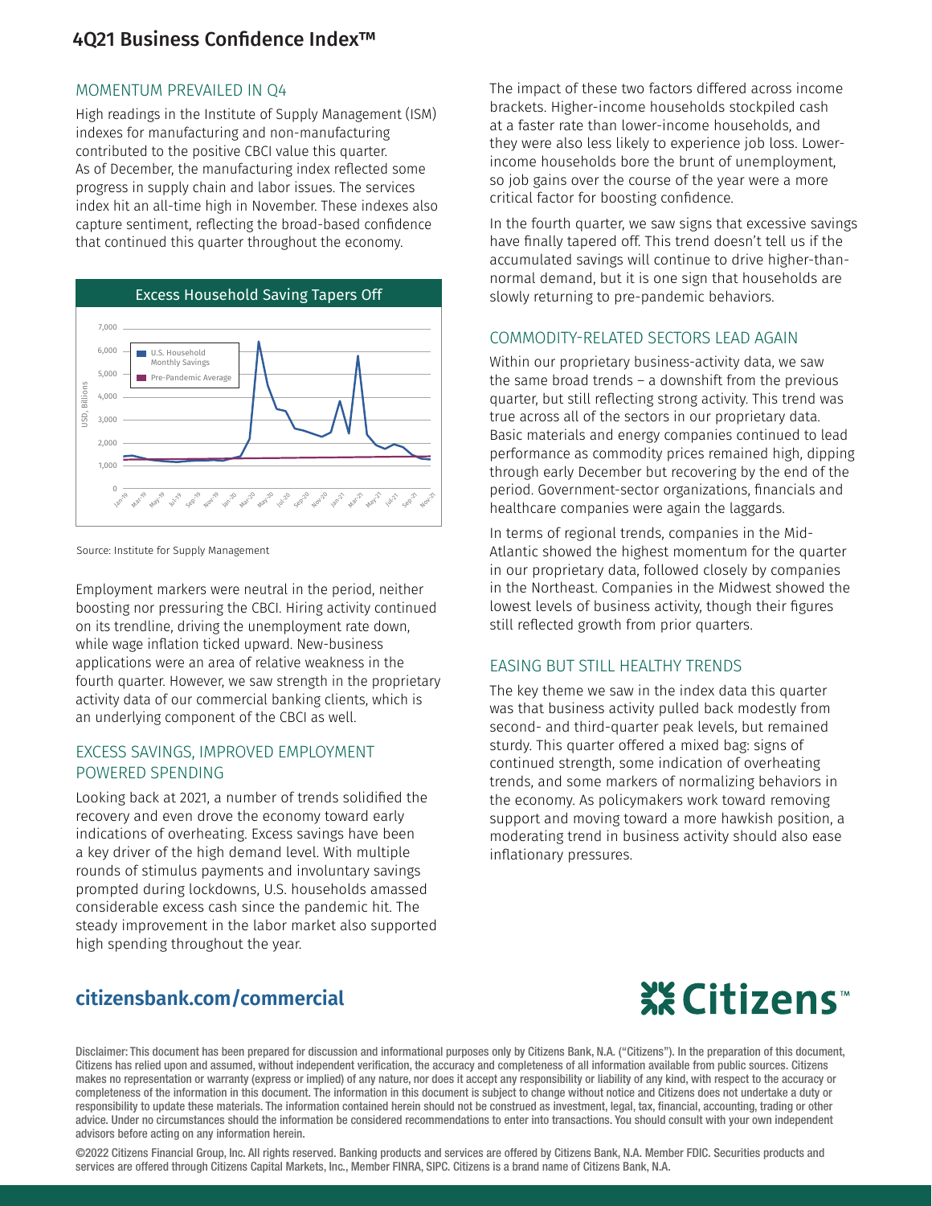## 4Q21 Business Confidence Index™

### MOMENTUM PREVAILED IN Q4

High readings in the Institute of Supply Management (ISM) indexes for manufacturing and non-manufacturing contributed to the positive CBCI value this quarter. As of December, the manufacturing index reflected some progress in supply chain and labor issues. The services index hit an all-time high in November. These indexes also capture sentiment, reflecting the broad-based confidence that continued this quarter throughout the economy.

Excess Household Saving Tapers Off

USD, Billions

7,000
6,000
5,000
4,000
3,000
2,000
1,000
0

U.S. Household Monthly Savings
Pre-Pandemic Average

Jan-19, Mar-19, May-19, Jul-19, Sep-19, Nov-19, Jan-20, Mar-20, May-20, Jul-20, Sep-20, Nov-20, Jan-21, Mar-21, May-21, Jul-21, Sep-21, Nov-21

Source: Institute for Supply Management

Employment markers were neutral in the period, neither boosting nor pressuring the CBCI. Hiring activity continued on its trendline, driving the unemployment rate down, while wage inflation ticked upward. New-business applications were an area of relative weakness in the fourth quarter. However, we saw strength in the proprietary activity data of our commercial banking clients, which is an underlying component of the CBCI as well.

### EXCESS SAVINGS, IMPROVED EMPLOYMENT POWERED SPENDING

Looking back at 2021, a number of trends solidified the recovery and even drove the economy toward early indications of overheating. Excess savings have been a key driver of the high demand level. With multiple rounds of stimulus payments and involuntary savings prompted during lockdowns, U.S. households amassed considerable excess cash since the pandemic hit. The steady improvement in the labor market also supported high spending throughout the year.

The impact of these two factors differed across income brackets. Higher-income households stockpiled cash at a faster rate than lower-income households, and they were also less likely to experience job loss. Lower-income households bore the brunt of unemployment, so job gains over the course of the year were a more critical factor for boosting confidence.

In the fourth quarter, we saw signs that excessive savings have finally tapered off. This trend doesn't tell us if the accumulated savings will continue to drive higher-than-normal demand, but it is one sign that households are slowly returning to pre-pandemic behaviors.

### COMMODITY-RELATED SECTORS LEAD AGAIN

Within our proprietary business-activity data, we saw the same broad trends – a downshift from the previous quarter, but still reflecting strong activity. This trend was true across all of the sectors in our proprietary data. Basic materials and energy companies continued to lead performance as commodity prices remained high, dipping through early December but recovering by the end of the period. Government-sector organizations, financials and healthcare companies were again the laggards.

In terms of regional trends, companies in the Mid-Atlantic showed the highest momentum for the quarter in our proprietary data, followed closely by companies in the Northeast. Companies in the Midwest showed the lowest levels of business activity, though their figures still reflected growth from prior quarters.

### EASING BUT STILL HEALTHY TRENDS

The key theme we saw in the index data this quarter was that business activity pulled back modestly from second- and third-quarter peak levels, but remained sturdy. This quarter offered a mixed bag: signs of continued strength, some indication of overheating trends, and some markers of normalizing behaviors in the economy. As policymakers work toward removing support and moving toward a more hawkish position, a moderating trend in business activity should also ease inflationary pressures.

**citizensbank.com/commercial**

Citizens™

Disclaimer: This document has been prepared for discussion and informational purposes only by Citizens Bank, N.A. ("Citizens"). In the preparation of this document, Citizens has relied upon and assumed, without independent verification, the accuracy and completeness of all information available from public sources. Citizens makes no representation or warranty (express or implied) of any nature, nor does it accept any responsibility or liability of any kind, with respect to the accuracy or completeness of the information in this document. The information in this document is subject to change without notice and Citizens does not undertake a duty or responsibility to update these materials. The information contained herein should not be construed as investment, legal, tax, financial, accounting, trading or other advice. Under no circumstances should the information be considered recommendations to enter into transactions. You should consult with your own independent advisors before acting on any information herein.

©2022 Citizens Financial Group, Inc. All rights reserved. Banking products and services are offered by Citizens Bank, N.A. Member FDIC. Securities products and services are offered through Citizens Capital Markets, Inc., Member FINRA, SIPC. Citizens is a brand name of Citizens Bank, N.A.